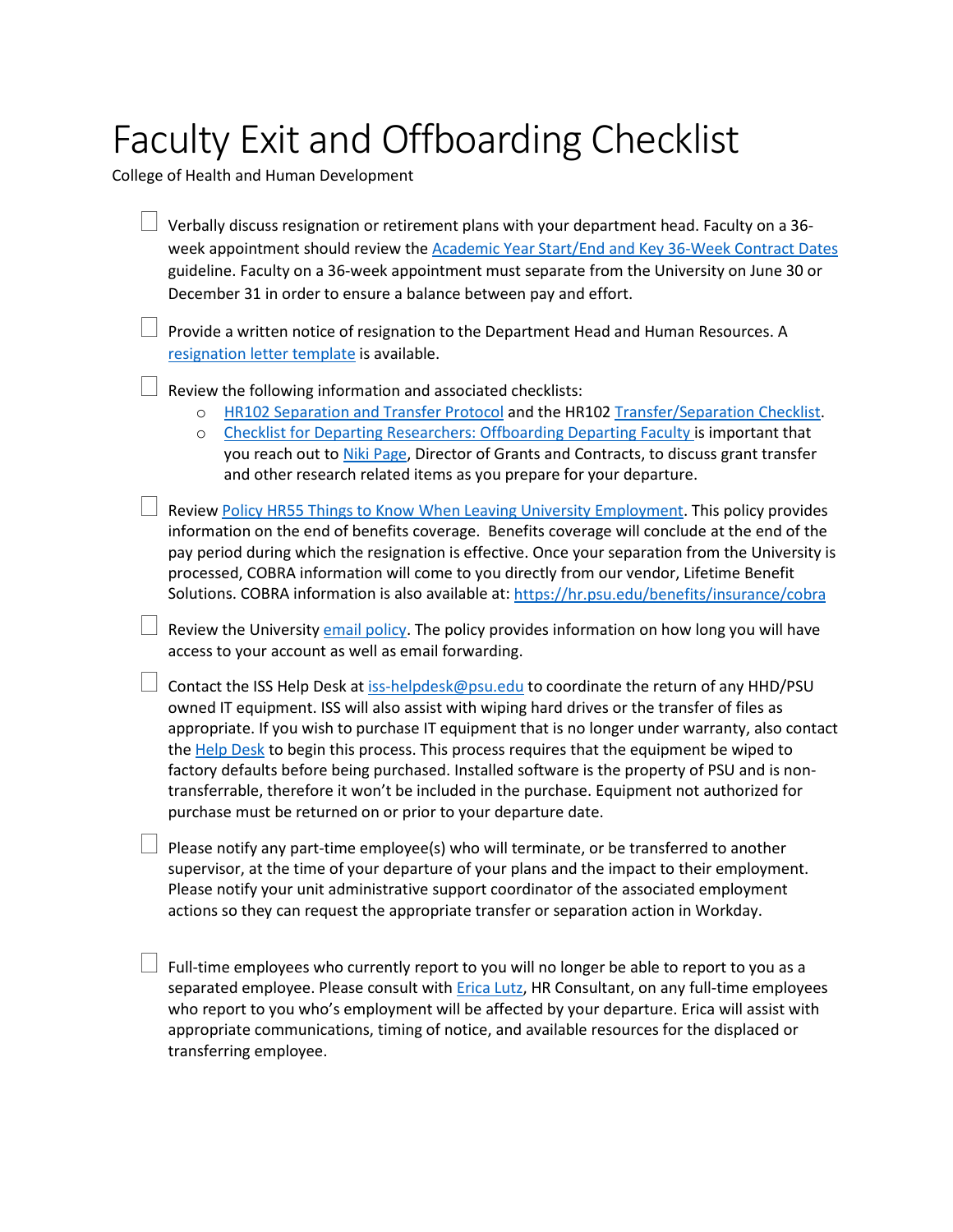# Faculty Exit and Offboarding Checklist

College of Health and Human Development

- [ ] Verbally discuss resignation or retirement plans with your department head. Faculty on a 36-week appointment should review the Academic Year Start/End and Key 36-Week Contract Dates guideline. Faculty on a 36-week appointment must separate from the University on June 30 or December 31 in order to ensure a balance between pay and effort.

- [ ] Provide a written notice of resignation to the Department Head and Human Resources. A resignation letter template is available.

- [ ] Review the following information and associated checklists:
  - HR102 Separation and Transfer Protocol and the HR102 Transfer/Separation Checklist.
  - Checklist for Departing Researchers: Offboarding Departing Faculty is important that you reach out to Niki Page, Director of Grants and Contracts, to discuss grant transfer and other research related items as you prepare for your departure.

- [ ] Review Policy HR55 Things to Know When Leaving University Employment. This policy provides information on the end of benefits coverage. Benefits coverage will conclude at the end of the pay period during which the resignation is effective. Once your separation from the University is processed, COBRA information will come to you directly from our vendor, Lifetime Benefit Solutions. COBRA information is also available at: https://hr.psu.edu/benefits/insurance/cobra

- [ ] Review the University email policy. The policy provides information on how long you will have access to your account as well as email forwarding.

- [ ] Contact the ISS Help Desk at iss-helpdesk@psu.edu to coordinate the return of any HHD/PSU owned IT equipment. ISS will also assist with wiping hard drives or the transfer of files as appropriate. If you wish to purchase IT equipment that is no longer under warranty, also contact the Help Desk to begin this process. This process requires that the equipment be wiped to factory defaults before being purchased. Installed software is the property of PSU and is non-transferrable, therefore it won't be included in the purchase. Equipment not authorized for purchase must be returned on or prior to your departure date.

- [ ] Please notify any part-time employee(s) who will terminate, or be transferred to another supervisor, at the time of your departure of your plans and the impact to their employment. Please notify your unit administrative support coordinator of the associated employment actions so they can request the appropriate transfer or separation action in Workday.

- [ ] Full-time employees who currently report to you will no longer be able to report to you as a separated employee. Please consult with Erica Lutz, HR Consultant, on any full-time employees who report to you who's employment will be affected by your departure. Erica will assist with appropriate communications, timing of notice, and available resources for the displaced or transferring employee.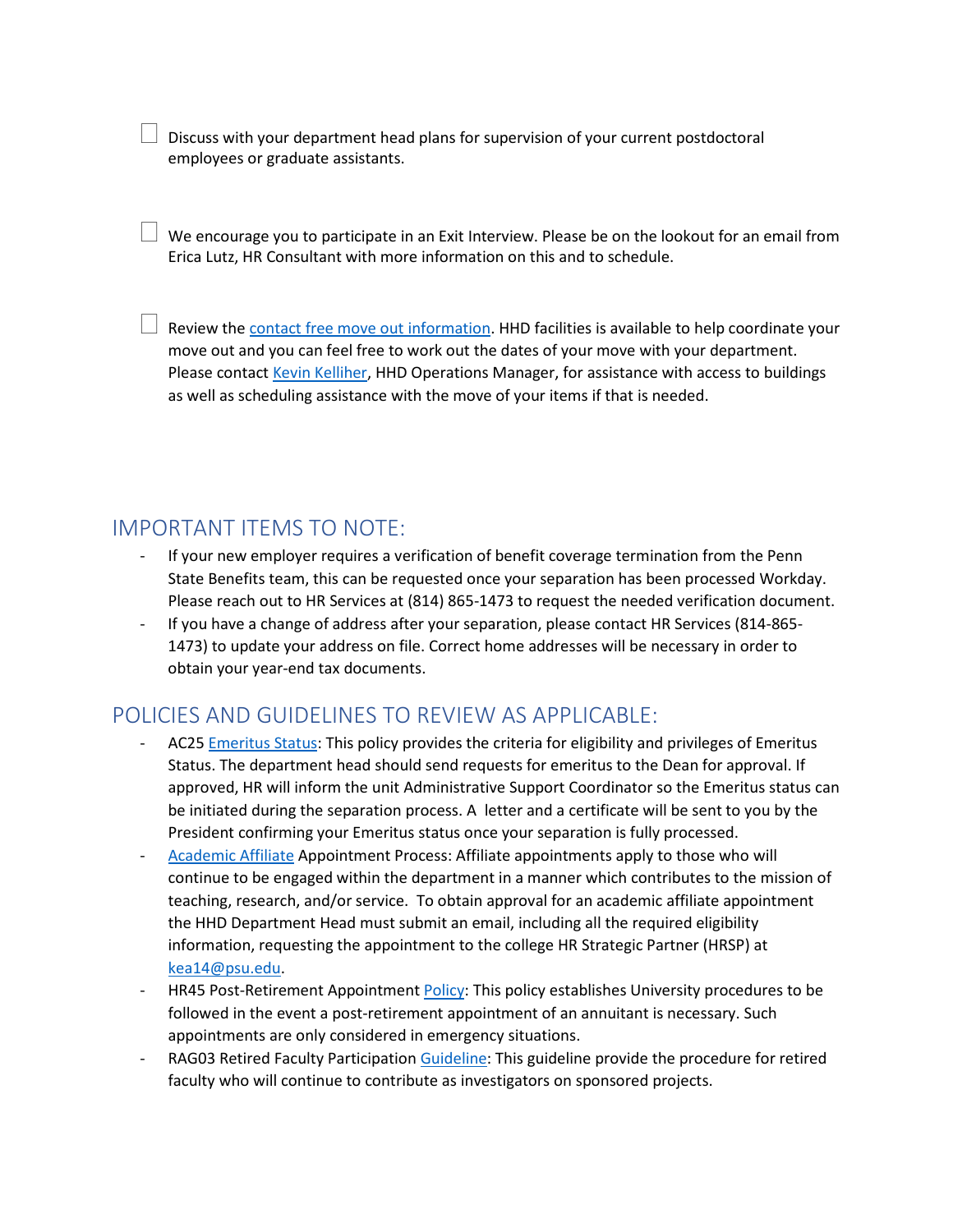- [ ] Discuss with your department head plans for supervision of your current postdoctoral employees or graduate assistants.

- [ ] We encourage you to participate in an Exit Interview. Please be on the lookout for an email from Erica Lutz, HR Consultant with more information on this and to schedule.

- [ ] Review the contact free move out information. HHD facilities is available to help coordinate your move out and you can feel free to work out the dates of your move with your department. Please contact Kevin Kelliher, HHD Operations Manager, for assistance with access to buildings as well as scheduling assistance with the move of your items if that is needed.

## IMPORTANT ITEMS TO NOTE:

- If your new employer requires a verification of benefit coverage termination from the Penn State Benefits team, this can be requested once your separation has been processed Workday. Please reach out to HR Services at (814) 865-1473 to request the needed verification document.
- If you have a change of address after your separation, please contact HR Services (814-865-1473) to update your address on file. Correct home addresses will be necessary in order to obtain your year-end tax documents.

## POLICIES AND GUIDELINES TO REVIEW AS APPLICABLE:

- AC25 Emeritus Status: This policy provides the criteria for eligibility and privileges of Emeritus Status. The department head should send requests for emeritus to the Dean for approval. If approved, HR will inform the unit Administrative Support Coordinator so the Emeritus status can be initiated during the separation process. A letter and a certificate will be sent to you by the President confirming your Emeritus status once your separation is fully processed.
- Academic Affiliate Appointment Process: Affiliate appointments apply to those who will continue to be engaged within the department in a manner which contributes to the mission of teaching, research, and/or service. To obtain approval for an academic affiliate appointment the HHD Department Head must submit an email, including all the required eligibility information, requesting the appointment to the college HR Strategic Partner (HRSP) at kea14@psu.edu.
- HR45 Post-Retirement Appointment Policy: This policy establishes University procedures to be followed in the event a post-retirement appointment of an annuitant is necessary. Such appointments are only considered in emergency situations.
- RAG03 Retired Faculty Participation Guideline: This guideline provide the procedure for retired faculty who will continue to contribute as investigators on sponsored projects.